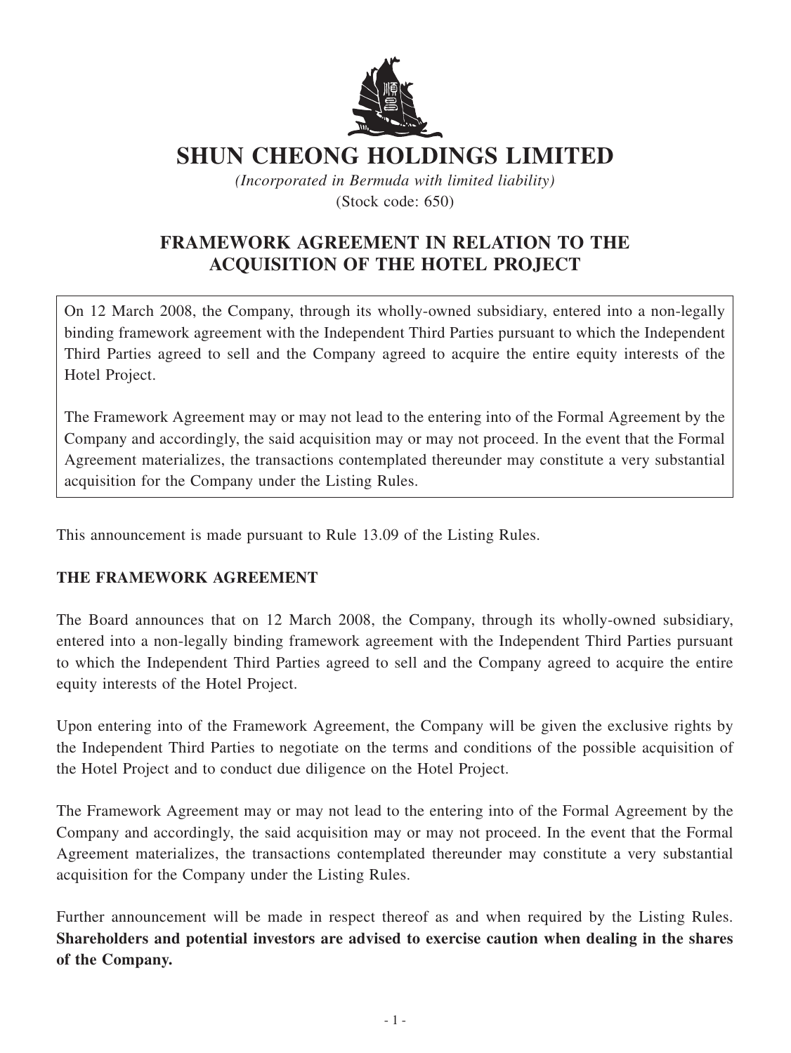# SHUN CHEONG HOLDINGS LIMITED

*(Incorporated in Bermuda with limited liability)*

(Stock code: 650)

## FRAMEWORK AGREEMENT IN RELATION TO THE ACQUISITION OF THE HOTEL PROJECT

On 12 March 2008, the Company, through its wholly-owned subsidiary, entered into a non-legally binding framework agreement with the Independent Third Parties pursuant to which the Independent Third Parties agreed to sell and the Company agreed to acquire the entire equity interests of the Hotel Project.

The Framework Agreement may or may not lead to the entering into of the Formal Agreement by the Company and accordingly, the said acquisition may or may not proceed. In the event that the Formal Agreement materializes, the transactions contemplated thereunder may constitute a very substantial acquisition for the Company under the Listing Rules.

This announcement is made pursuant to Rule 13.09 of the Listing Rules.

**THE FRAMEWORK AGREEMENT**

The Board announces that on 12 March 2008, the Company, through its wholly-owned subsidiary, entered into a non-legally binding framework agreement with the Independent Third Parties pursuant to which the Independent Third Parties agreed to sell and the Company agreed to acquire the entire equity interests of the Hotel Project.

Upon entering into of the Framework Agreement, the Company will be given the exclusive rights by the Independent Third Parties to negotiate on the terms and conditions of the possible acquisition of the Hotel Project and to conduct due diligence on the Hotel Project.

The Framework Agreement may or may not lead to the entering into of the Formal Agreement by the Company and accordingly, the said acquisition may or may not proceed. In the event that the Formal Agreement materializes, the transactions contemplated thereunder may constitute a very substantial acquisition for the Company under the Listing Rules.

Further announcement will be made in respect thereof as and when required by the Listing Rules. **Shareholders and potential investors are advised to exercise caution when dealing in the shares of the Company.**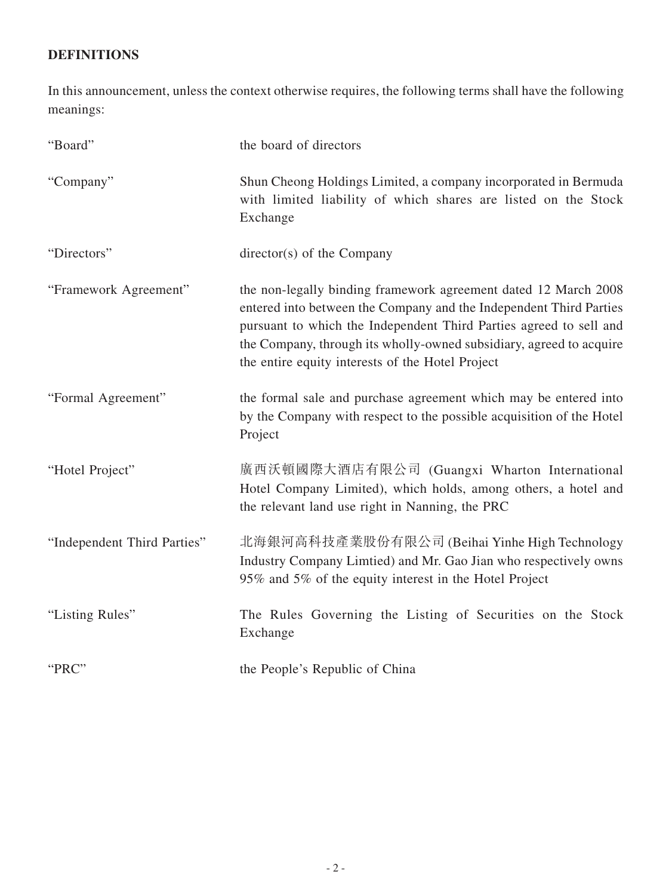**DEFINITIONS**

In this announcement, unless the context otherwise requires, the following terms shall have the following meanings:

| | |
|---|---|
| "Board" | the board of directors |
| "Company" | Shun Cheong Holdings Limited, a company incorporated in Bermuda with limited liability of which shares are listed on the Stock Exchange |
| "Directors" | director(s) of the Company |
| "Framework Agreement" | the non-legally binding framework agreement dated 12 March 2008 entered into between the Company and the Independent Third Parties pursuant to which the Independent Third Parties agreed to sell and the Company, through its wholly-owned subsidiary, agreed to acquire the entire equity interests of the Hotel Project |
| "Formal Agreement" | the formal sale and purchase agreement which may be entered into by the Company with respect to the possible acquisition of the Hotel Project |
| "Hotel Project" | 廣西沃頓國際大酒店有限公司 (Guangxi Wharton International Hotel Company Limited), which holds, among others, a hotel and the relevant land use right in Nanning, the PRC |
| "Independent Third Parties" | 北海銀河高科技產業股份有限公司 (Beihai Yinhe High Technology Industry Company Limtied) and Mr. Gao Jian who respectively owns 95% and 5% of the equity interest in the Hotel Project |
| "Listing Rules" | The Rules Governing the Listing of Securities on the Stock Exchange |
| "PRC" | the People's Republic of China |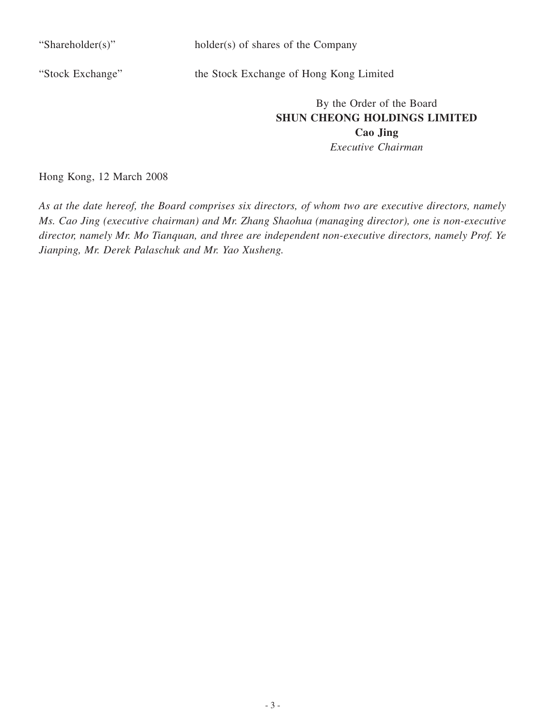| | |
|---|---|
| "Shareholder(s)" | holder(s) of shares of the Company |
| "Stock Exchange" | the Stock Exchange of Hong Kong Limited |

By the Order of the Board
**SHUN CHEONG HOLDINGS LIMITED**
**Cao Jing**
*Executive Chairman*

Hong Kong, 12 March 2008

*As at the date hereof, the Board comprises six directors, of whom two are executive directors, namely Ms. Cao Jing (executive chairman) and Mr. Zhang Shaohua (managing director), one is non-executive director, namely Mr. Mo Tianquan, and three are independent non-executive directors, namely Prof. Ye Jianping, Mr. Derek Palaschuk and Mr. Yao Xusheng.*